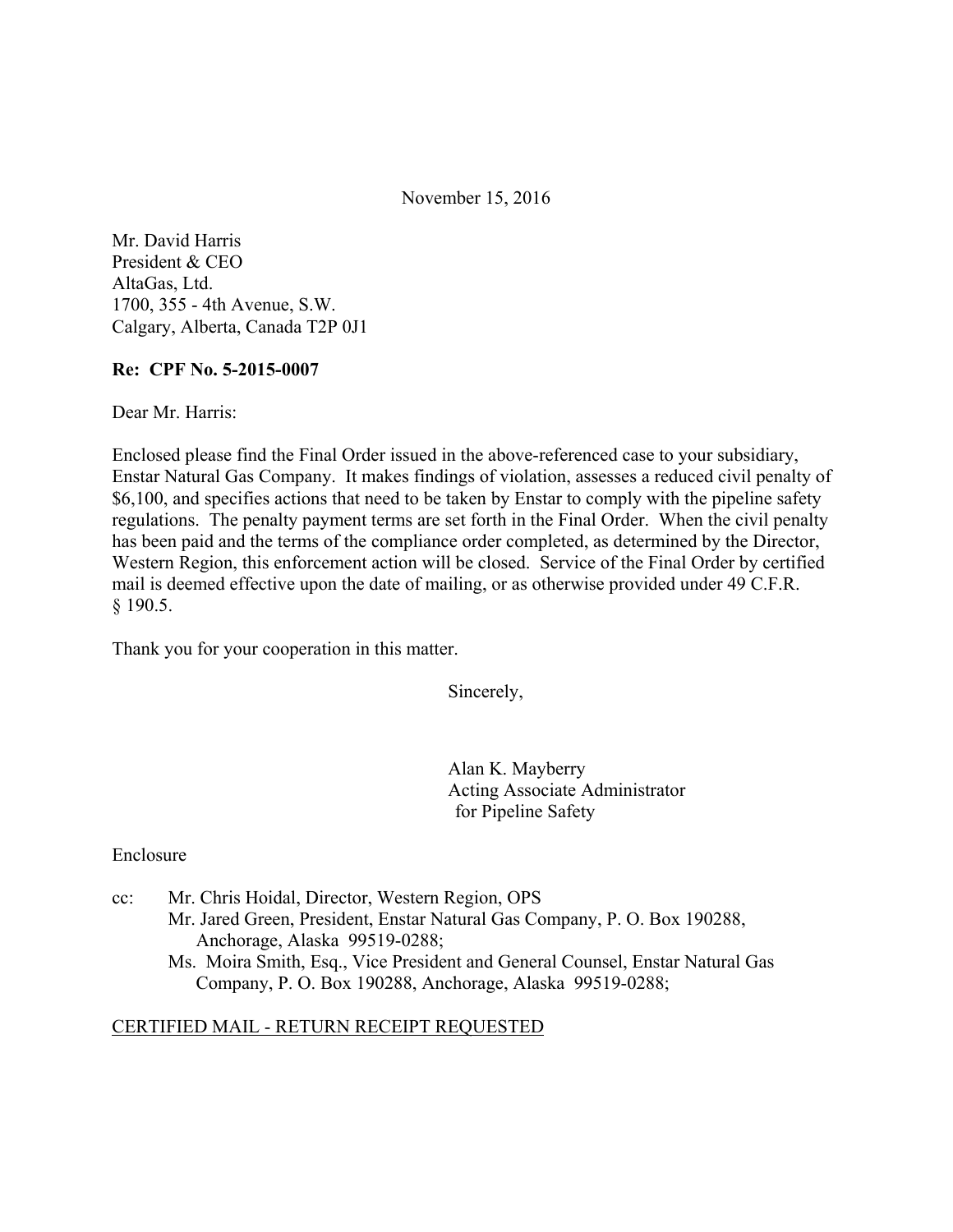November 15, 2016

Mr. David Harris
President & CEO
AltaGas, Ltd.
1700, 355 - 4th Avenue, S.W.
Calgary, Alberta, Canada T2P 0J1

**Re: CPF No. 5-2015-0007**

Dear Mr. Harris:

Enclosed please find the Final Order issued in the above-referenced case to your subsidiary, Enstar Natural Gas Company. It makes findings of violation, assesses a reduced civil penalty of $6,100, and specifies actions that need to be taken by Enstar to comply with the pipeline safety regulations. The penalty payment terms are set forth in the Final Order. When the civil penalty has been paid and the terms of the compliance order completed, as determined by the Director, Western Region, this enforcement action will be closed. Service of the Final Order by certified mail is deemed effective upon the date of mailing, or as otherwise provided under 49 C.F.R. § 190.5.

Thank you for your cooperation in this matter.

Sincerely,

Alan K. Mayberry
Acting Associate Administrator
for Pipeline Safety

Enclosure

cc: Mr. Chris Hoidal, Director, Western Region, OPS
Mr. Jared Green, President, Enstar Natural Gas Company, P. O. Box 190288, Anchorage, Alaska 99519-0288;
Ms. Moira Smith, Esq., Vice President and General Counsel, Enstar Natural Gas Company, P. O. Box 190288, Anchorage, Alaska 99519-0288;

CERTIFIED MAIL - RETURN RECEIPT REQUESTED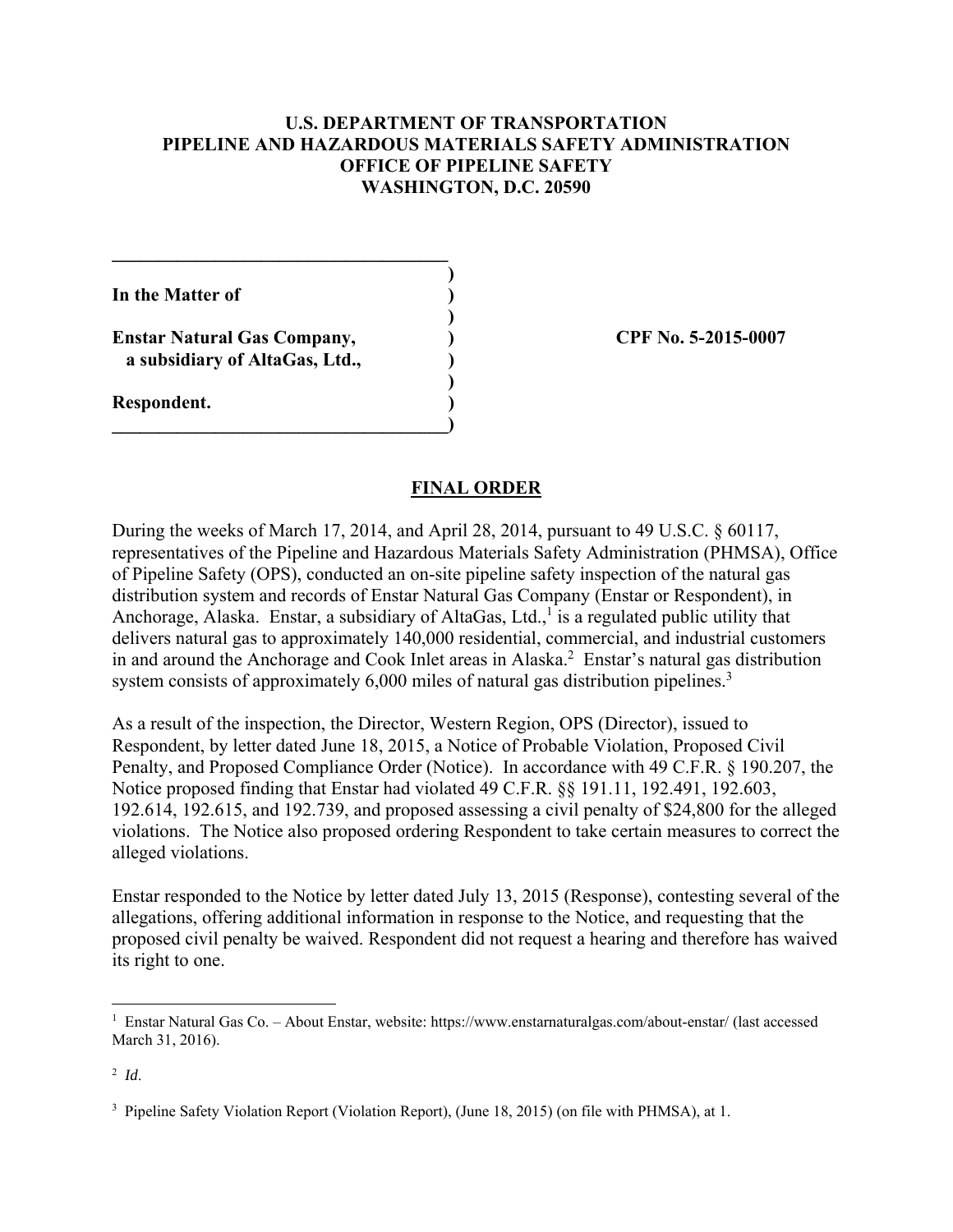**U.S. DEPARTMENT OF TRANSPORTATION**
**PIPELINE AND HAZARDOUS MATERIALS SAFETY ADMINISTRATION**
**OFFICE OF PIPELINE SAFETY**
**WASHINGTON, D.C. 20590**

| | |
|---|---|
| **In the Matter of** | |
| **Enstar Natural Gas Company, a subsidiary of AltaGas, Ltd.,** | **CPF No. 5-2015-0007** |
| **Respondent.** | |

## FINAL ORDER

During the weeks of March 17, 2014, and April 28, 2014, pursuant to 49 U.S.C. § 60117, representatives of the Pipeline and Hazardous Materials Safety Administration (PHMSA), Office of Pipeline Safety (OPS), conducted an on-site pipeline safety inspection of the natural gas distribution system and records of Enstar Natural Gas Company (Enstar or Respondent), in Anchorage, Alaska. Enstar, a subsidiary of AltaGas, Ltd.,[1] is a regulated public utility that delivers natural gas to approximately 140,000 residential, commercial, and industrial customers in and around the Anchorage and Cook Inlet areas in Alaska.[2] Enstar's natural gas distribution system consists of approximately 6,000 miles of natural gas distribution pipelines.[3]

As a result of the inspection, the Director, Western Region, OPS (Director), issued to Respondent, by letter dated June 18, 2015, a Notice of Probable Violation, Proposed Civil Penalty, and Proposed Compliance Order (Notice). In accordance with 49 C.F.R. § 190.207, the Notice proposed finding that Enstar had violated 49 C.F.R. §§ 191.11, 192.491, 192.603, 192.614, 192.615, and 192.739, and proposed assessing a civil penalty of $24,800 for the alleged violations. The Notice also proposed ordering Respondent to take certain measures to correct the alleged violations.

Enstar responded to the Notice by letter dated July 13, 2015 (Response), contesting several of the allegations, offering additional information in response to the Notice, and requesting that the proposed civil penalty be waived. Respondent did not request a hearing and therefore has waived its right to one.

---

[1] Enstar Natural Gas Co. – About Enstar, website: https://www.enstarnaturalgas.com/about-enstar/ (last accessed March 31, 2016).

[2] *Id*.

[3] Pipeline Safety Violation Report (Violation Report), (June 18, 2015) (on file with PHMSA), at 1.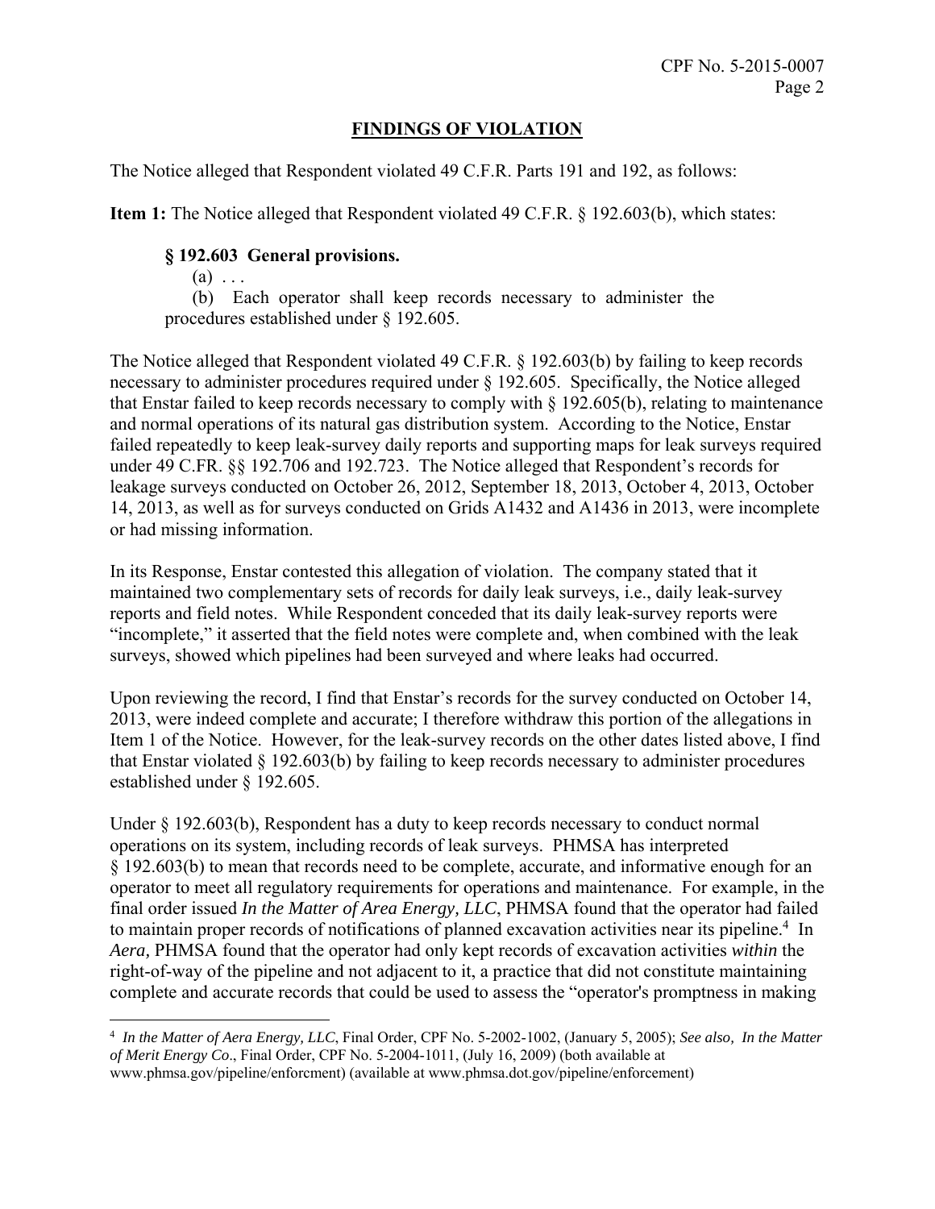## FINDINGS OF VIOLATION

The Notice alleged that Respondent violated 49 C.F.R. Parts 191 and 192, as follows:

**Item 1:** The Notice alleged that Respondent violated 49 C.F.R. § 192.603(b), which states:

> **§ 192.603 General provisions.**
>
> (a) . . .
>
> (b) Each operator shall keep records necessary to administer the procedures established under § 192.605.

The Notice alleged that Respondent violated 49 C.F.R. § 192.603(b) by failing to keep records necessary to administer procedures required under § 192.605. Specifically, the Notice alleged that Enstar failed to keep records necessary to comply with § 192.605(b), relating to maintenance and normal operations of its natural gas distribution system. According to the Notice, Enstar failed repeatedly to keep leak-survey daily reports and supporting maps for leak surveys required under 49 C.FR. §§ 192.706 and 192.723. The Notice alleged that Respondent's records for leakage surveys conducted on October 26, 2012, September 18, 2013, October 4, 2013, October 14, 2013, as well as for surveys conducted on Grids A1432 and A1436 in 2013, were incomplete or had missing information.

In its Response, Enstar contested this allegation of violation. The company stated that it maintained two complementary sets of records for daily leak surveys, i.e., daily leak-survey reports and field notes. While Respondent conceded that its daily leak-survey reports were "incomplete," it asserted that the field notes were complete and, when combined with the leak surveys, showed which pipelines had been surveyed and where leaks had occurred.

Upon reviewing the record, I find that Enstar's records for the survey conducted on October 14, 2013, were indeed complete and accurate; I therefore withdraw this portion of the allegations in Item 1 of the Notice. However, for the leak-survey records on the other dates listed above, I find that Enstar violated § 192.603(b) by failing to keep records necessary to administer procedures established under § 192.605.

Under § 192.603(b), Respondent has a duty to keep records necessary to conduct normal operations on its system, including records of leak surveys. PHMSA has interpreted § 192.603(b) to mean that records need to be complete, accurate, and informative enough for an operator to meet all regulatory requirements for operations and maintenance. For example, in the final order issued *In the Matter of Aera Energy, LLC*, PHMSA found that the operator had failed to maintain proper records of notifications of planned excavation activities near its pipeline.[4] In *Aera,* PHMSA found that the operator had only kept records of excavation activities *within* the right-of-way of the pipeline and not adjacent to it, a practice that did not constitute maintaining complete and accurate records that could be used to assess the "operator's promptness in making

---

[4] *In the Matter of Aera Energy, LLC*, Final Order, CPF No. 5-2002-1002, (January 5, 2005); *See also, In the Matter of Merit Energy Co*., Final Order, CPF No. 5-2004-1011, (July 16, 2009) (both available at www.phmsa.gov/pipeline/enforcment) (available at www.phmsa.dot.gov/pipeline/enforcement)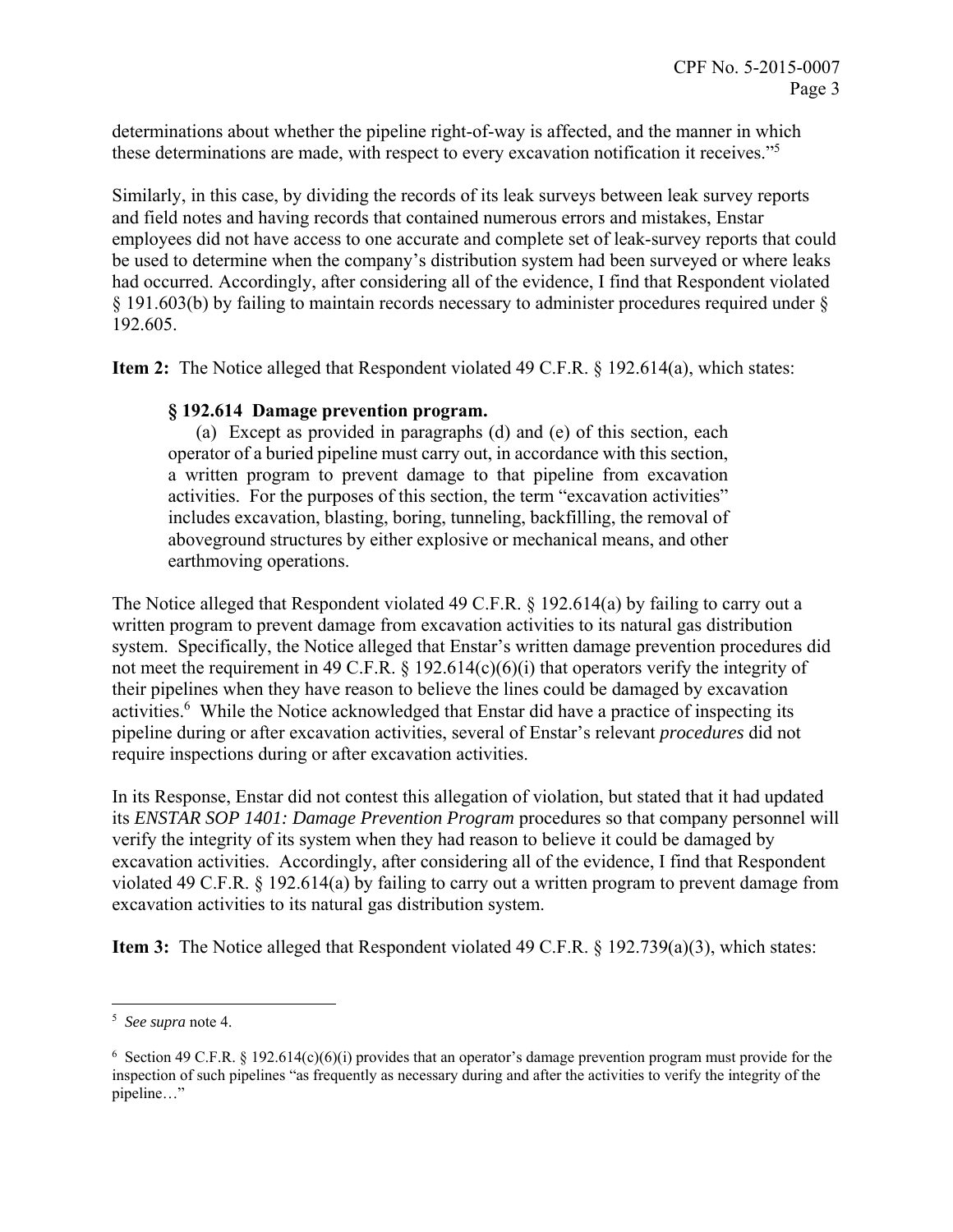determinations about whether the pipeline right-of-way is affected, and the manner in which these determinations are made, with respect to every excavation notification it receives."[5]

Similarly, in this case, by dividing the records of its leak surveys between leak survey reports and field notes and having records that contained numerous errors and mistakes, Enstar employees did not have access to one accurate and complete set of leak-survey reports that could be used to determine when the company's distribution system had been surveyed or where leaks had occurred. Accordingly, after considering all of the evidence, I find that Respondent violated § 191.603(b) by failing to maintain records necessary to administer procedures required under § 192.605.

**Item 2:** The Notice alleged that Respondent violated 49 C.F.R. § 192.614(a), which states:

> **§ 192.614 Damage prevention program.**
>
> (a) Except as provided in paragraphs (d) and (e) of this section, each operator of a buried pipeline must carry out, in accordance with this section, a written program to prevent damage to that pipeline from excavation activities. For the purposes of this section, the term "excavation activities" includes excavation, blasting, boring, tunneling, backfilling, the removal of aboveground structures by either explosive or mechanical means, and other earthmoving operations.

The Notice alleged that Respondent violated 49 C.F.R. § 192.614(a) by failing to carry out a written program to prevent damage from excavation activities to its natural gas distribution system. Specifically, the Notice alleged that Enstar's written damage prevention procedures did not meet the requirement in 49 C.F.R. § 192.614(c)(6)(i) that operators verify the integrity of their pipelines when they have reason to believe the lines could be damaged by excavation activities.[6] While the Notice acknowledged that Enstar did have a practice of inspecting its pipeline during or after excavation activities, several of Enstar's relevant *procedures* did not require inspections during or after excavation activities.

In its Response, Enstar did not contest this allegation of violation, but stated that it had updated its *ENSTAR SOP 1401: Damage Prevention Program* procedures so that company personnel will verify the integrity of its system when they had reason to believe it could be damaged by excavation activities. Accordingly, after considering all of the evidence, I find that Respondent violated 49 C.F.R. § 192.614(a) by failing to carry out a written program to prevent damage from excavation activities to its natural gas distribution system.

**Item 3:** The Notice alleged that Respondent violated 49 C.F.R. § 192.739(a)(3), which states:

---

[5] *See supra* note 4.

[6] Section 49 C.F.R. § 192.614(c)(6)(i) provides that an operator's damage prevention program must provide for the inspection of such pipelines "as frequently as necessary during and after the activities to verify the integrity of the pipeline…"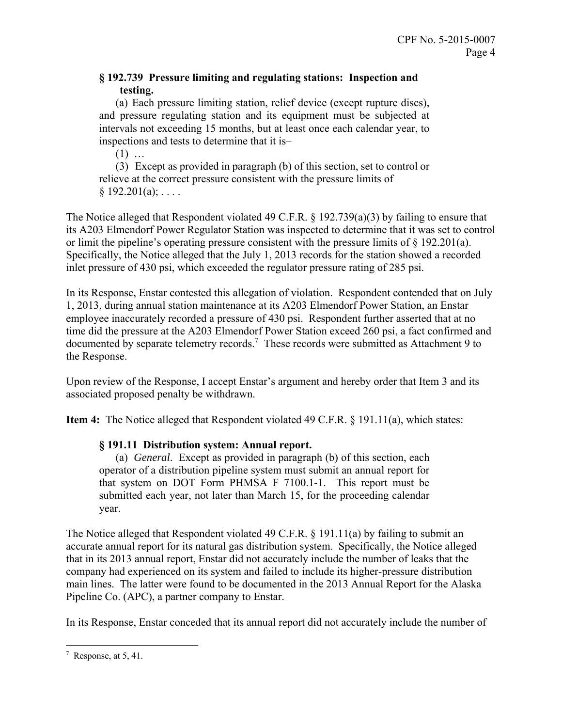> **§ 192.739 Pressure limiting and regulating stations: Inspection and testing.**
>
> (a) Each pressure limiting station, relief device (except rupture discs), and pressure regulating station and its equipment must be subjected at intervals not exceeding 15 months, but at least once each calendar year, to inspections and tests to determine that it is–
>
> (1) …
>
> (3) Except as provided in paragraph (b) of this section, set to control or relieve at the correct pressure consistent with the pressure limits of § 192.201(a); . . . .

The Notice alleged that Respondent violated 49 C.F.R. § 192.739(a)(3) by failing to ensure that its A203 Elmendorf Power Regulator Station was inspected to determine that it was set to control or limit the pipeline's operating pressure consistent with the pressure limits of § 192.201(a). Specifically, the Notice alleged that the July 1, 2013 records for the station showed a recorded inlet pressure of 430 psi, which exceeded the regulator pressure rating of 285 psi.

In its Response, Enstar contested this allegation of violation. Respondent contended that on July 1, 2013, during annual station maintenance at its A203 Elmendorf Power Station, an Enstar employee inaccurately recorded a pressure of 430 psi. Respondent further asserted that at no time did the pressure at the A203 Elmendorf Power Station exceed 260 psi, a fact confirmed and documented by separate telemetry records.[7] These records were submitted as Attachment 9 to the Response.

Upon review of the Response, I accept Enstar's argument and hereby order that Item 3 and its associated proposed penalty be withdrawn.

**Item 4:** The Notice alleged that Respondent violated 49 C.F.R. § 191.11(a), which states:

> **§ 191.11 Distribution system: Annual report.**
>
> (a) *General*. Except as provided in paragraph (b) of this section, each operator of a distribution pipeline system must submit an annual report for that system on DOT Form PHMSA F 7100.1-1. This report must be submitted each year, not later than March 15, for the proceeding calendar year.

The Notice alleged that Respondent violated 49 C.F.R. § 191.11(a) by failing to submit an accurate annual report for its natural gas distribution system. Specifically, the Notice alleged that in its 2013 annual report, Enstar did not accurately include the number of leaks that the company had experienced on its system and failed to include its higher-pressure distribution main lines. The latter were found to be documented in the 2013 Annual Report for the Alaska Pipeline Co. (APC), a partner company to Enstar.

In its Response, Enstar conceded that its annual report did not accurately include the number of

[7] Response, at 5, 41.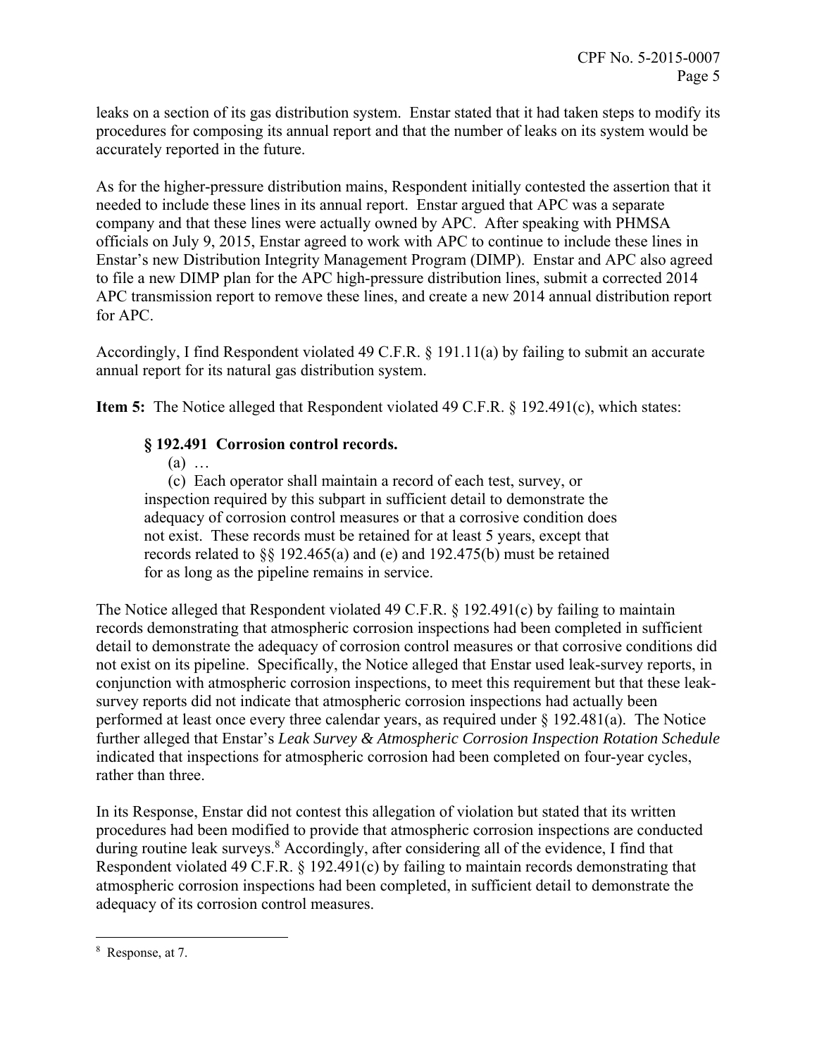leaks on a section of its gas distribution system. Enstar stated that it had taken steps to modify its procedures for composing its annual report and that the number of leaks on its system would be accurately reported in the future.

As for the higher-pressure distribution mains, Respondent initially contested the assertion that it needed to include these lines in its annual report. Enstar argued that APC was a separate company and that these lines were actually owned by APC. After speaking with PHMSA officials on July 9, 2015, Enstar agreed to work with APC to continue to include these lines in Enstar's new Distribution Integrity Management Program (DIMP). Enstar and APC also agreed to file a new DIMP plan for the APC high-pressure distribution lines, submit a corrected 2014 APC transmission report to remove these lines, and create a new 2014 annual distribution report for APC.

Accordingly, I find Respondent violated 49 C.F.R. § 191.11(a) by failing to submit an accurate annual report for its natural gas distribution system.

**Item 5:** The Notice alleged that Respondent violated 49 C.F.R. § 192.491(c), which states:

> **§ 192.491 Corrosion control records.**
>
> (a) …
>
> (c) Each operator shall maintain a record of each test, survey, or inspection required by this subpart in sufficient detail to demonstrate the adequacy of corrosion control measures or that a corrosive condition does not exist. These records must be retained for at least 5 years, except that records related to §§ 192.465(a) and (e) and 192.475(b) must be retained for as long as the pipeline remains in service.

The Notice alleged that Respondent violated 49 C.F.R. § 192.491(c) by failing to maintain records demonstrating that atmospheric corrosion inspections had been completed in sufficient detail to demonstrate the adequacy of corrosion control measures or that corrosive conditions did not exist on its pipeline. Specifically, the Notice alleged that Enstar used leak-survey reports, in conjunction with atmospheric corrosion inspections, to meet this requirement but that these leak-survey reports did not indicate that atmospheric corrosion inspections had actually been performed at least once every three calendar years, as required under § 192.481(a). The Notice further alleged that Enstar's *Leak Survey & Atmospheric Corrosion Inspection Rotation Schedule* indicated that inspections for atmospheric corrosion had been completed on four-year cycles, rather than three.

In its Response, Enstar did not contest this allegation of violation but stated that its written procedures had been modified to provide that atmospheric corrosion inspections are conducted during routine leak surveys.[8] Accordingly, after considering all of the evidence, I find that Respondent violated 49 C.F.R. § 192.491(c) by failing to maintain records demonstrating that atmospheric corrosion inspections had been completed, in sufficient detail to demonstrate the adequacy of its corrosion control measures.

---

[8] Response, at 7.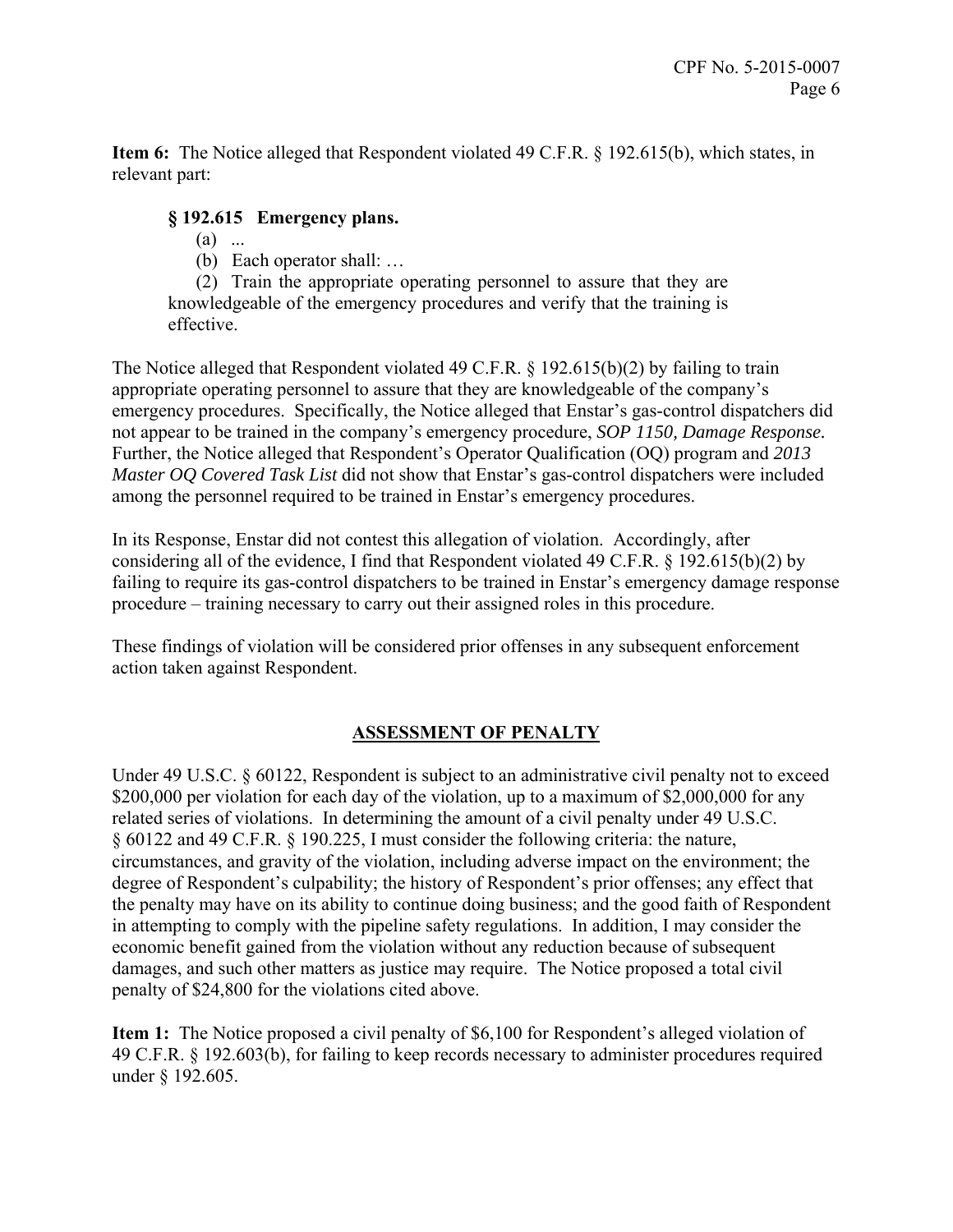**Item 6:** The Notice alleged that Respondent violated 49 C.F.R. § 192.615(b), which states, in relevant part:

> **§ 192.615 Emergency plans.**
>
> (a) ...
>
> (b) Each operator shall: …
>
> (2) Train the appropriate operating personnel to assure that they are knowledgeable of the emergency procedures and verify that the training is effective.

The Notice alleged that Respondent violated 49 C.F.R. § 192.615(b)(2) by failing to train appropriate operating personnel to assure that they are knowledgeable of the company's emergency procedures. Specifically, the Notice alleged that Enstar's gas-control dispatchers did not appear to be trained in the company's emergency procedure, ***SOP 1150, Damage Response***. Further, the Notice alleged that Respondent's Operator Qualification (OQ) program and *2013 Master OQ Covered Task List* did not show that Enstar's gas-control dispatchers were included among the personnel required to be trained in Enstar's emergency procedures.

In its Response, Enstar did not contest this allegation of violation. Accordingly, after considering all of the evidence, I find that Respondent violated 49 C.F.R. § 192.615(b)(2) by failing to require its gas-control dispatchers to be trained in Enstar's emergency damage response procedure – training necessary to carry out their assigned roles in this procedure.

These findings of violation will be considered prior offenses in any subsequent enforcement action taken against Respondent.

## ASSESSMENT OF PENALTY

Under 49 U.S.C. § 60122, Respondent is subject to an administrative civil penalty not to exceed $200,000 per violation for each day of the violation, up to a maximum of $2,000,000 for any related series of violations. In determining the amount of a civil penalty under 49 U.S.C. § 60122 and 49 C.F.R. § 190.225, I must consider the following criteria: the nature, circumstances, and gravity of the violation, including adverse impact on the environment; the degree of Respondent's culpability; the history of Respondent's prior offenses; any effect that the penalty may have on its ability to continue doing business; and the good faith of Respondent in attempting to comply with the pipeline safety regulations. In addition, I may consider the economic benefit gained from the violation without any reduction because of subsequent damages, and such other matters as justice may require. The Notice proposed a total civil penalty of $24,800 for the violations cited above.

**Item 1:** The Notice proposed a civil penalty of $6,100 for Respondent's alleged violation of 49 C.F.R. § 192.603(b), for failing to keep records necessary to administer procedures required under § 192.605.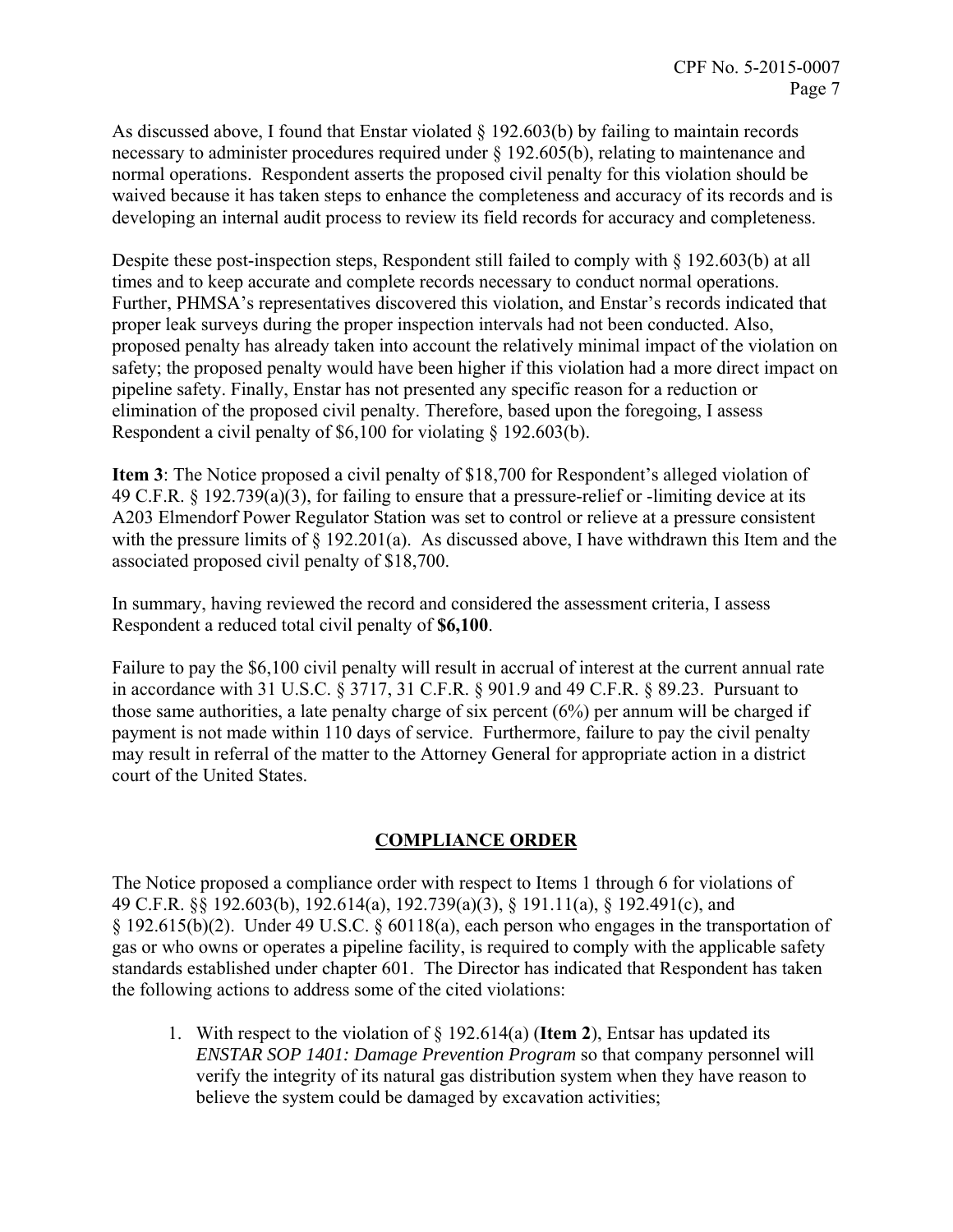As discussed above, I found that Enstar violated § 192.603(b) by failing to maintain records necessary to administer procedures required under § 192.605(b), relating to maintenance and normal operations. Respondent asserts the proposed civil penalty for this violation should be waived because it has taken steps to enhance the completeness and accuracy of its records and is developing an internal audit process to review its field records for accuracy and completeness.

Despite these post-inspection steps, Respondent still failed to comply with § 192.603(b) at all times and to keep accurate and complete records necessary to conduct normal operations. Further, PHMSA's representatives discovered this violation, and Enstar's records indicated that proper leak surveys during the proper inspection intervals had not been conducted. Also, proposed penalty has already taken into account the relatively minimal impact of the violation on safety; the proposed penalty would have been higher if this violation had a more direct impact on pipeline safety. Finally, Enstar has not presented any specific reason for a reduction or elimination of the proposed civil penalty. Therefore, based upon the foregoing, I assess Respondent a civil penalty of $6,100 for violating § 192.603(b).

**Item 3**: The Notice proposed a civil penalty of $18,700 for Respondent's alleged violation of 49 C.F.R. § 192.739(a)(3), for failing to ensure that a pressure-relief or -limiting device at its A203 Elmendorf Power Regulator Station was set to control or relieve at a pressure consistent with the pressure limits of § 192.201(a). As discussed above, I have withdrawn this Item and the associated proposed civil penalty of $18,700.

In summary, having reviewed the record and considered the assessment criteria, I assess Respondent a reduced total civil penalty of **$6,100**.

Failure to pay the $6,100 civil penalty will result in accrual of interest at the current annual rate in accordance with 31 U.S.C. § 3717, 31 C.F.R. § 901.9 and 49 C.F.R. § 89.23. Pursuant to those same authorities, a late penalty charge of six percent (6%) per annum will be charged if payment is not made within 110 days of service. Furthermore, failure to pay the civil penalty may result in referral of the matter to the Attorney General for appropriate action in a district court of the United States.

## COMPLIANCE ORDER

The Notice proposed a compliance order with respect to Items 1 through 6 for violations of 49 C.F.R. §§ 192.603(b), 192.614(a), 192.739(a)(3), § 191.11(a), § 192.491(c), and § 192.615(b)(2). Under 49 U.S.C. § 60118(a), each person who engages in the transportation of gas or who owns or operates a pipeline facility, is required to comply with the applicable safety standards established under chapter 601. The Director has indicated that Respondent has taken the following actions to address some of the cited violations:

1. With respect to the violation of § 192.614(a) (**Item 2**), Entsar has updated its *ENSTAR SOP 1401: Damage Prevention Program* so that company personnel will verify the integrity of its natural gas distribution system when they have reason to believe the system could be damaged by excavation activities;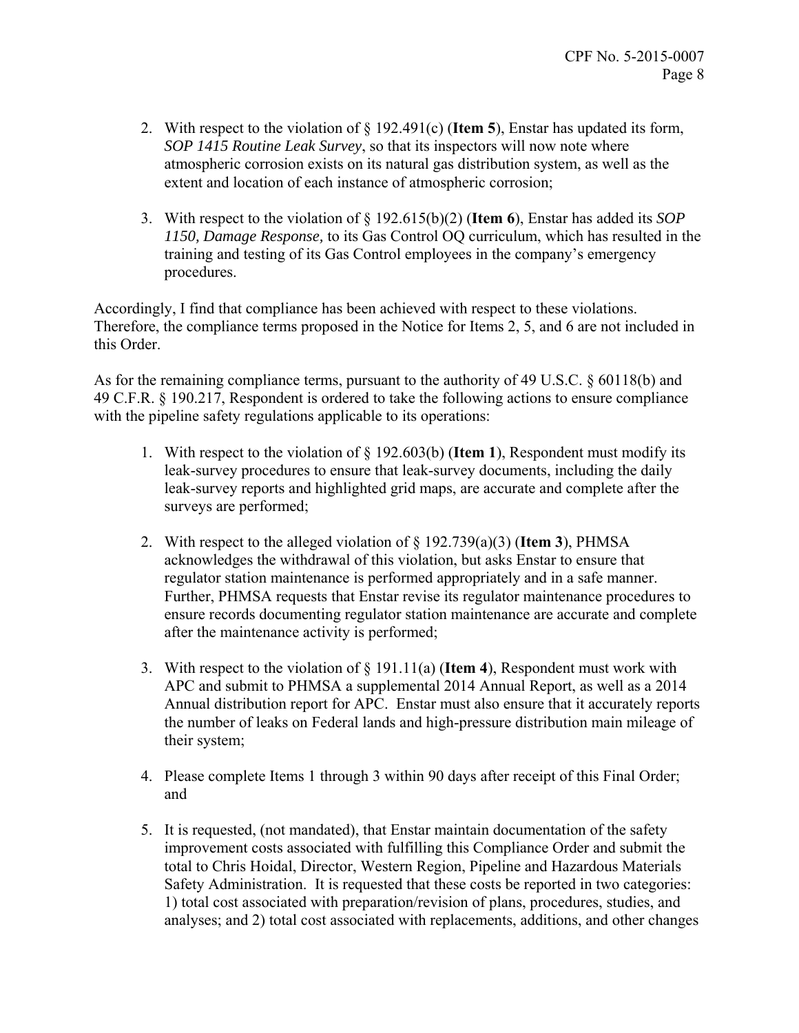2. With respect to the violation of § 192.491(c) (**Item 5**), Enstar has updated its form, *SOP 1415 Routine Leak Survey*, so that its inspectors will now note where atmospheric corrosion exists on its natural gas distribution system, as well as the extent and location of each instance of atmospheric corrosion;

3. With respect to the violation of § 192.615(b)(2) (**Item 6**), Enstar has added its *SOP 1150, Damage Response,* to its Gas Control OQ curriculum, which has resulted in the training and testing of its Gas Control employees in the company's emergency procedures.

Accordingly, I find that compliance has been achieved with respect to these violations. Therefore, the compliance terms proposed in the Notice for Items 2, 5, and 6 are not included in this Order.

As for the remaining compliance terms, pursuant to the authority of 49 U.S.C. § 60118(b) and 49 C.F.R. § 190.217, Respondent is ordered to take the following actions to ensure compliance with the pipeline safety regulations applicable to its operations:

1. With respect to the violation of § 192.603(b) (**Item 1**), Respondent must modify its leak-survey procedures to ensure that leak-survey documents, including the daily leak-survey reports and highlighted grid maps, are accurate and complete after the surveys are performed;

2. With respect to the alleged violation of § 192.739(a)(3) (**Item 3**), PHMSA acknowledges the withdrawal of this violation, but asks Enstar to ensure that regulator station maintenance is performed appropriately and in a safe manner. Further, PHMSA requests that Enstar revise its regulator maintenance procedures to ensure records documenting regulator station maintenance are accurate and complete after the maintenance activity is performed;

3. With respect to the violation of § 191.11(a) (**Item 4**), Respondent must work with APC and submit to PHMSA a supplemental 2014 Annual Report, as well as a 2014 Annual distribution report for APC. Enstar must also ensure that it accurately reports the number of leaks on Federal lands and high-pressure distribution main mileage of their system;

4. Please complete Items 1 through 3 within 90 days after receipt of this Final Order; and

5. It is requested, (not mandated), that Enstar maintain documentation of the safety improvement costs associated with fulfilling this Compliance Order and submit the total to Chris Hoidal, Director, Western Region, Pipeline and Hazardous Materials Safety Administration. It is requested that these costs be reported in two categories: 1) total cost associated with preparation/revision of plans, procedures, studies, and analyses; and 2) total cost associated with replacements, additions, and other changes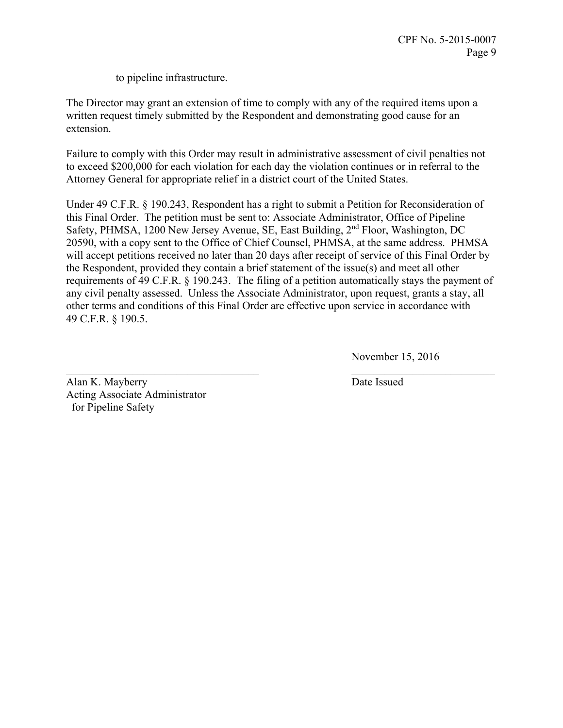to pipeline infrastructure.

The Director may grant an extension of time to comply with any of the required items upon a written request timely submitted by the Respondent and demonstrating good cause for an extension.

Failure to comply with this Order may result in administrative assessment of civil penalties not to exceed $200,000 for each violation for each day the violation continues or in referral to the Attorney General for appropriate relief in a district court of the United States.

Under 49 C.F.R. § 190.243, Respondent has a right to submit a Petition for Reconsideration of this Final Order. The petition must be sent to: Associate Administrator, Office of Pipeline Safety, PHMSA, 1200 New Jersey Avenue, SE, East Building, 2nd Floor, Washington, DC 20590, with a copy sent to the Office of Chief Counsel, PHMSA, at the same address. PHMSA will accept petitions received no later than 20 days after receipt of service of this Final Order by the Respondent, provided they contain a brief statement of the issue(s) and meet all other requirements of 49 C.F.R. § 190.243. The filing of a petition automatically stays the payment of any civil penalty assessed. Unless the Associate Administrator, upon request, grants a stay, all other terms and conditions of this Final Order are effective upon service in accordance with 49 C.F.R. § 190.5.

November 15, 2016

\_\_\_\_\_\_\_\_\_\_\_\_\_\_\_\_\_\_\_\_\_\_\_\_\_\_\_\_\_\_\_\_\_\_\_ \_\_\_\_\_\_\_\_\_\_\_\_\_\_\_\_\_\_\_\_\_\_\_\_\_\_\_\_\_

Alan K. Mayberry
Acting Associate Administrator
for Pipeline Safety

Date Issued